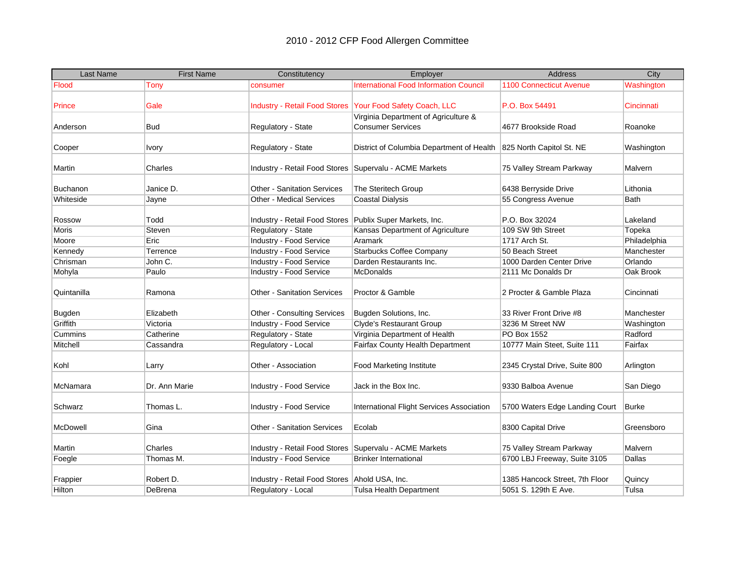# 2010 - 2012 CFP Food Allergen Committee

| Last Name | First Name | Constituency | Employer | Address | City |
|---|---|---|---|---|---|
| Flood | Tony | consumer | International Food Information Council | 1100 Connecticut Avenue | Washington |
| Prince | Gale | Industry - Retail Food Stores | Your Food Safety Coach, LLC | P.O. Box 54491 | Cincinnati |
| Anderson | Bud | Regulatory - State | Virginia Department of Agriculture & Consumer Services | 4677 Brookside Road | Roanoke |
| Cooper | Ivory | Regulatory - State | District of Columbia Department of Health | 825 North Capitol St. NE | Washington |
| Martin | Charles | Industry - Retail Food Stores | Supervalu - ACME Markets | 75 Valley Stream Parkway | Malvern |
| Buchanon | Janice D. | Other - Sanitation Services | The Steritech Group | 6438 Berryside Drive | Lithonia |
| Whiteside | Jayne | Other - Medical Services | Coastal Dialysis | 55 Congress Avenue | Bath |
| Rossow | Todd | Industry - Retail Food Stores | Publix Super Markets, Inc. | P.O. Box 32024 | Lakeland |
| Moris | Steven | Regulatory - State | Kansas Department of Agriculture | 109 SW 9th Street | Topeka |
| Moore | Eric | Industry - Food Service | Aramark | 1717 Arch St. | Philadelphia |
| Kennedy | Terrence | Industry - Food Service | Starbucks Coffee Company | 50 Beach Street | Manchester |
| Chrisman | John C. | Industry - Food Service | Darden Restaurants Inc. | 1000 Darden Center Drive | Orlando |
| Mohyla | Paulo | Industry - Food Service | McDonalds | 2111 Mc Donalds Dr | Oak Brook |
| Quintanilla | Ramona | Other - Sanitation Services | Proctor & Gamble | 2 Procter & Gamble Plaza | Cincinnati |
| Bugden | Elizabeth | Other - Consulting Services | Bugden Solutions, Inc. | 33 River Front Drive #8 | Manchester |
| Griffith | Victoria | Industry - Food Service | Clyde's Restaurant Group | 3236 M Street NW | Washington |
| Cummins | Catherine | Regulatory - State | Virginia Department of Health | PO Box 1552 | Radford |
| Mitchell | Cassandra | Regulatory - Local | Fairfax County Health Department | 10777 Main Steet, Suite 111 | Fairfax |
| Kohl | Larry | Other - Association | Food Marketing Institute | 2345 Crystal Drive, Suite 800 | Arlington |
| McNamara | Dr. Ann Marie | Industry - Food Service | Jack in the Box Inc. | 9330 Balboa Avenue | San Diego |
| Schwarz | Thomas L. | Industry - Food Service | International Flight Services Association | 5700 Waters Edge Landing Court | Burke |
| McDowell | Gina | Other - Sanitation Services | Ecolab | 8300 Capital Drive | Greensboro |
| Martin | Charles | Industry - Retail Food Stores | Supervalu - ACME Markets | 75 Valley Stream Parkway | Malvern |
| Foegle | Thomas M. | Industry - Food Service | Brinker International | 6700 LBJ Freeway, Suite 3105 | Dallas |
| Frappier | Robert D. | Industry - Retail Food Stores | Ahold USA, Inc. | 1385 Hancock Street, 7th Floor | Quincy |
| Hilton | DeBrena | Regulatory - Local | Tulsa Health Department | 5051 S. 129th E Ave. | Tulsa |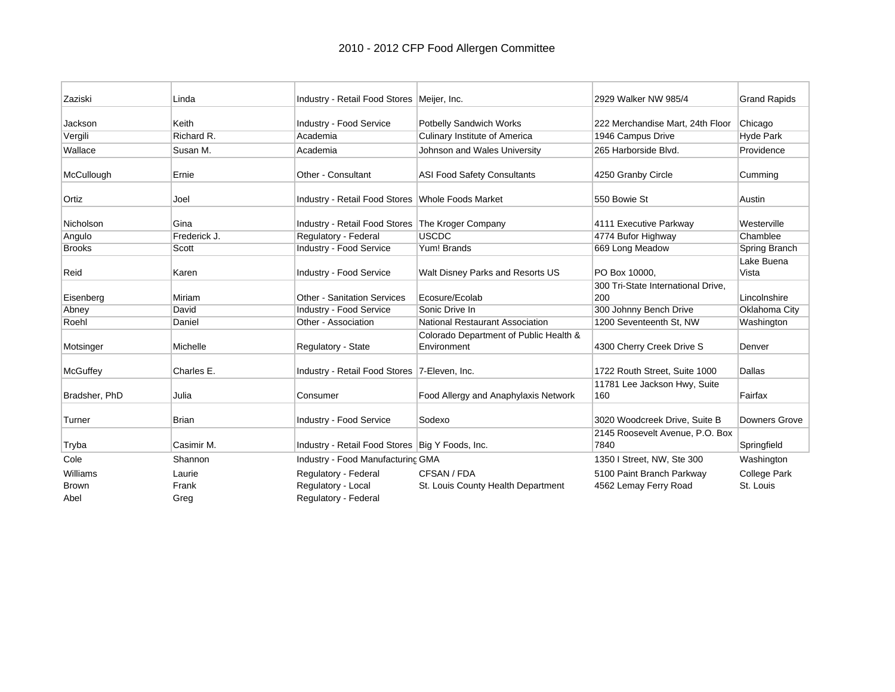## 2010 - 2012 CFP Food Allergen Committee

| | | | | | |
|---|---|---|---|---|---|
| Zaziski | Linda | Industry - Retail Food Stores | Meijer, Inc. | 2929 Walker NW 985/4 | Grand Rapids |
| Jackson | Keith | Industry - Food Service | Potbelly Sandwich Works | 222 Merchandise Mart, 24th Floor | Chicago |
| Vergili | Richard R. | Academia | Culinary Institute of America | 1946 Campus Drive | Hyde Park |
| Wallace | Susan M. | Academia | Johnson and Wales University | 265 Harborside Blvd. | Providence |
| McCullough | Ernie | Other - Consultant | ASI Food Safety Consultants | 4250 Granby Circle | Cumming |
| Ortiz | Joel | Industry - Retail Food Stores | Whole Foods Market | 550 Bowie St | Austin |
| Nicholson | Gina | Industry - Retail Food Stores | The Kroger Company | 4111 Executive Parkway | Westerville |
| Angulo | Frederick J. | Regulatory - Federal | USCDC | 4774 Bufor Highway | Chamblee |
| Brooks | Scott | Industry - Food Service | Yum! Brands | 669 Long Meadow | Spring Branch |
| Reid | Karen | Industry - Food Service | Walt Disney Parks and Resorts US | PO Box 10000, | Lake Buena Vista |
| Eisenberg | Miriam | Other - Sanitation Services | Ecosure/Ecolab | 300 Tri-State International Drive, 200 | Lincolnshire |
| Abney | David | Industry - Food Service | Sonic Drive In | 300 Johnny Bench Drive | Oklahoma City |
| Roehl | Daniel | Other - Association | National Restaurant Association | 1200 Seventeenth St, NW | Washington |
| Motsinger | Michelle | Regulatory - State | Colorado Department of Public Health & Environment | 4300 Cherry Creek Drive S | Denver |
| McGuffey | Charles E. | Industry - Retail Food Stores | 7-Eleven, Inc. | 1722 Routh Street, Suite 1000 | Dallas |
| Bradsher, PhD | Julia | Consumer | Food Allergy and Anaphylaxis Network | 11781 Lee Jackson Hwy, Suite 160 | Fairfax |
| Turner | Brian | Industry - Food Service | Sodexo | 3020 Woodcreek Drive, Suite B | Downers Grove |
| Tryba | Casimir M. | Industry - Retail Food Stores | Big Y Foods, Inc. | 2145 Roosevelt Avenue, P.O. Box 7840 | Springfield |
| Cole | Shannon | Industry - Food Manufacturing | GMA | 1350 I Street, NW, Ste 300 | Washington |
| Williams | Laurie | Regulatory - Federal | CFSAN / FDA | 5100 Paint Branch Parkway | College Park |
| Brown | Frank | Regulatory - Local | St. Louis County Health Department | 4562 Lemay Ferry Road | St. Louis |
| Abel | Greg | Regulatory - Federal | | | |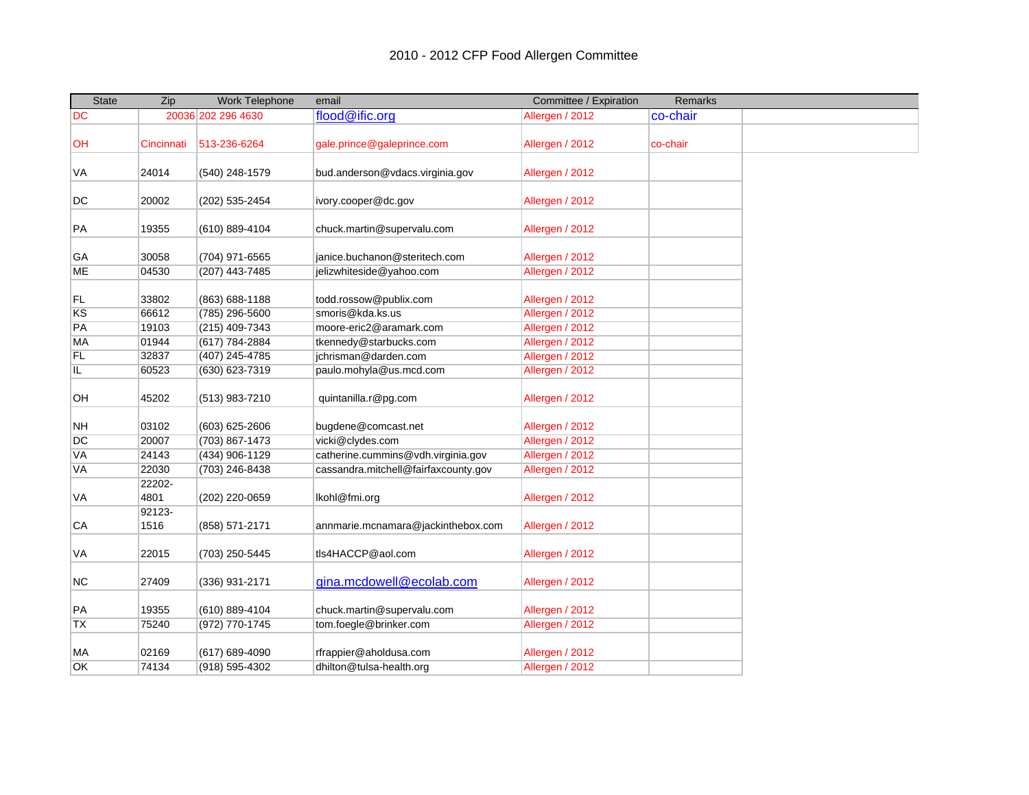# 2010 - 2012 CFP Food Allergen Committee

| State | Zip | Work Telephone | email | Committee / Expiration | Remarks |
|---|---|---|---|---|---|
| DC | 20036 | 202 296 4630 | flood@ific.org | Allergen / 2012 | co-chair |
| OH | Cincinnati | 513-236-6264 | gale.prince@galeprince.com | Allergen / 2012 | co-chair |
| VA | 24014 | (540) 248-1579 | bud.anderson@vdacs.virginia.gov | Allergen / 2012 | |
| DC | 20002 | (202) 535-2454 | ivory.cooper@dc.gov | Allergen / 2012 | |
| PA | 19355 | (610) 889-4104 | chuck.martin@supervalu.com | Allergen / 2012 | |
| GA | 30058 | (704) 971-6565 | janice.buchanon@steritech.com | Allergen / 2012 | |
| ME | 04530 | (207) 443-7485 | jelizwhiteside@yahoo.com | Allergen / 2012 | |
| FL | 33802 | (863) 688-1188 | todd.rossow@publix.com | Allergen / 2012 | |
| KS | 66612 | (785) 296-5600 | smoris@kda.ks.us | Allergen / 2012 | |
| PA | 19103 | (215) 409-7343 | moore-eric2@aramark.com | Allergen / 2012 | |
| MA | 01944 | (617) 784-2884 | tkennedy@starbucks.com | Allergen / 2012 | |
| FL | 32837 | (407) 245-4785 | jchrisman@darden.com | Allergen / 2012 | |
| IL | 60523 | (630) 623-7319 | paulo.mohyla@us.mcd.com | Allergen / 2012 | |
| OH | 45202 | (513) 983-7210 | quintanilla.r@pg.com | Allergen / 2012 | |
| NH | 03102 | (603) 625-2606 | bugdene@comcast.net | Allergen / 2012 | |
| DC | 20007 | (703) 867-1473 | vicki@clydes.com | Allergen / 2012 | |
| VA | 24143 | (434) 906-1129 | catherine.cummins@vdh.virginia.gov | Allergen / 2012 | |
| VA | 22030 | (703) 246-8438 | cassandra.mitchell@fairfaxcounty.gov | Allergen / 2012 | |
| VA | 22202-4801 | (202) 220-0659 | lkohl@fmi.org | Allergen / 2012 | |
| CA | 92123-1516 | (858) 571-2171 | annmarie.mcnamara@jackinthebox.com | Allergen / 2012 | |
| VA | 22015 | (703) 250-5445 | tls4HACCP@aol.com | Allergen / 2012 | |
| NC | 27409 | (336) 931-2171 | gina.mcdowell@ecolab.com | Allergen / 2012 | |
| PA | 19355 | (610) 889-4104 | chuck.martin@supervalu.com | Allergen / 2012 | |
| TX | 75240 | (972) 770-1745 | tom.foegle@brinker.com | Allergen / 2012 | |
| MA | 02169 | (617) 689-4090 | rfrappier@aholdusa.com | Allergen / 2012 | |
| OK | 74134 | (918) 595-4302 | dhilton@tulsa-health.org | Allergen / 2012 | |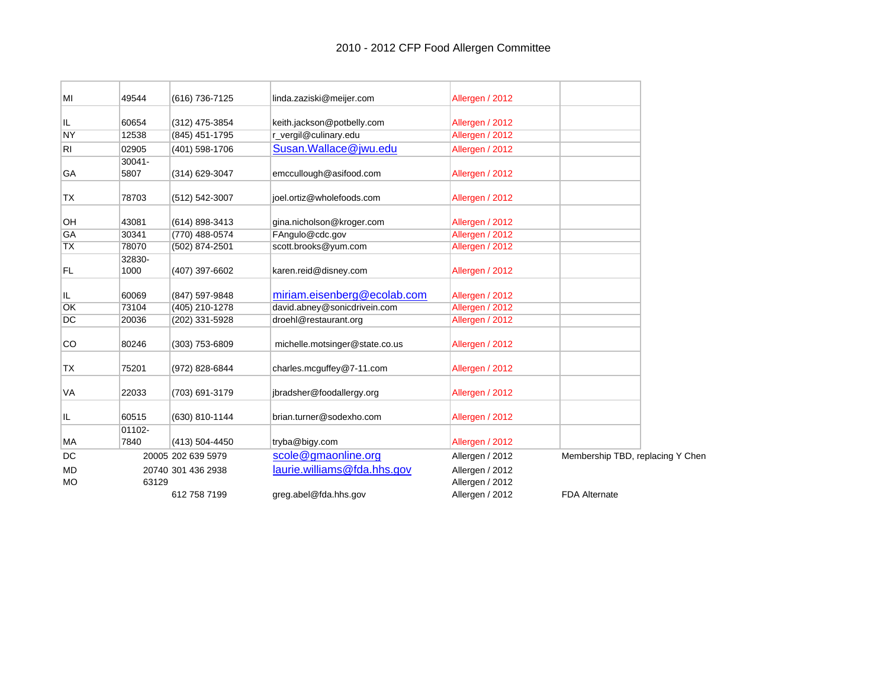# 2010 - 2012 CFP Food Allergen Committee

| | | | | | |
|---|---|---|---|---|---|
| MI | 49544 | (616) 736-7125 | linda.zaziski@meijer.com | Allergen / 2012 | |
| IL | 60654 | (312) 475-3854 | keith.jackson@potbelly.com | Allergen / 2012 | |
| NY | 12538 | (845) 451-1795 | r_vergil@culinary.edu | Allergen / 2012 | |
| RI | 02905 | (401) 598-1706 | Susan.Wallace@jwu.edu | Allergen / 2012 | |
| GA | 30041-5807 | (314) 629-3047 | emccullough@asifood.com | Allergen / 2012 | |
| TX | 78703 | (512) 542-3007 | joel.ortiz@wholefoods.com | Allergen / 2012 | |
| OH | 43081 | (614) 898-3413 | gina.nicholson@kroger.com | Allergen / 2012 | |
| GA | 30341 | (770) 488-0574 | FAngulo@cdc.gov | Allergen / 2012 | |
| TX | 78070 | (502) 874-2501 | scott.brooks@yum.com | Allergen / 2012 | |
| FL | 32830-1000 | (407) 397-6602 | karen.reid@disney.com | Allergen / 2012 | |
| IL | 60069 | (847) 597-9848 | miriam.eisenberg@ecolab.com | Allergen / 2012 | |
| OK | 73104 | (405) 210-1278 | david.abney@sonicdrivein.com | Allergen / 2012 | |
| DC | 20036 | (202) 331-5928 | droehl@restaurant.org | Allergen / 2012 | |
| CO | 80246 | (303) 753-6809 | michelle.motsinger@state.co.us | Allergen / 2012 | |
| TX | 75201 | (972) 828-6844 | charles.mcguffey@7-11.com | Allergen / 2012 | |
| VA | 22033 | (703) 691-3179 | jbradsher@foodallergy.org | Allergen / 2012 | |
| IL | 60515 | (630) 810-1144 | brian.turner@sodexho.com | Allergen / 2012 | |
| MA | 01102-7840 | (413) 504-4450 | tryba@bigy.com | Allergen / 2012 | |
| DC | 20005 | 202 639 5979 | scole@gmaonline.org | Allergen / 2012 | Membership TBD, replacing Y Chen |
| MD | 20740 | 301 436 2938 | laurie.williams@fda.hhs.gov | Allergen / 2012 | |
| MO | 63129 | | | Allergen / 2012 | |
| | | 612 758 7199 | greg.abel@fda.hhs.gov | Allergen / 2012 | FDA Alternate |